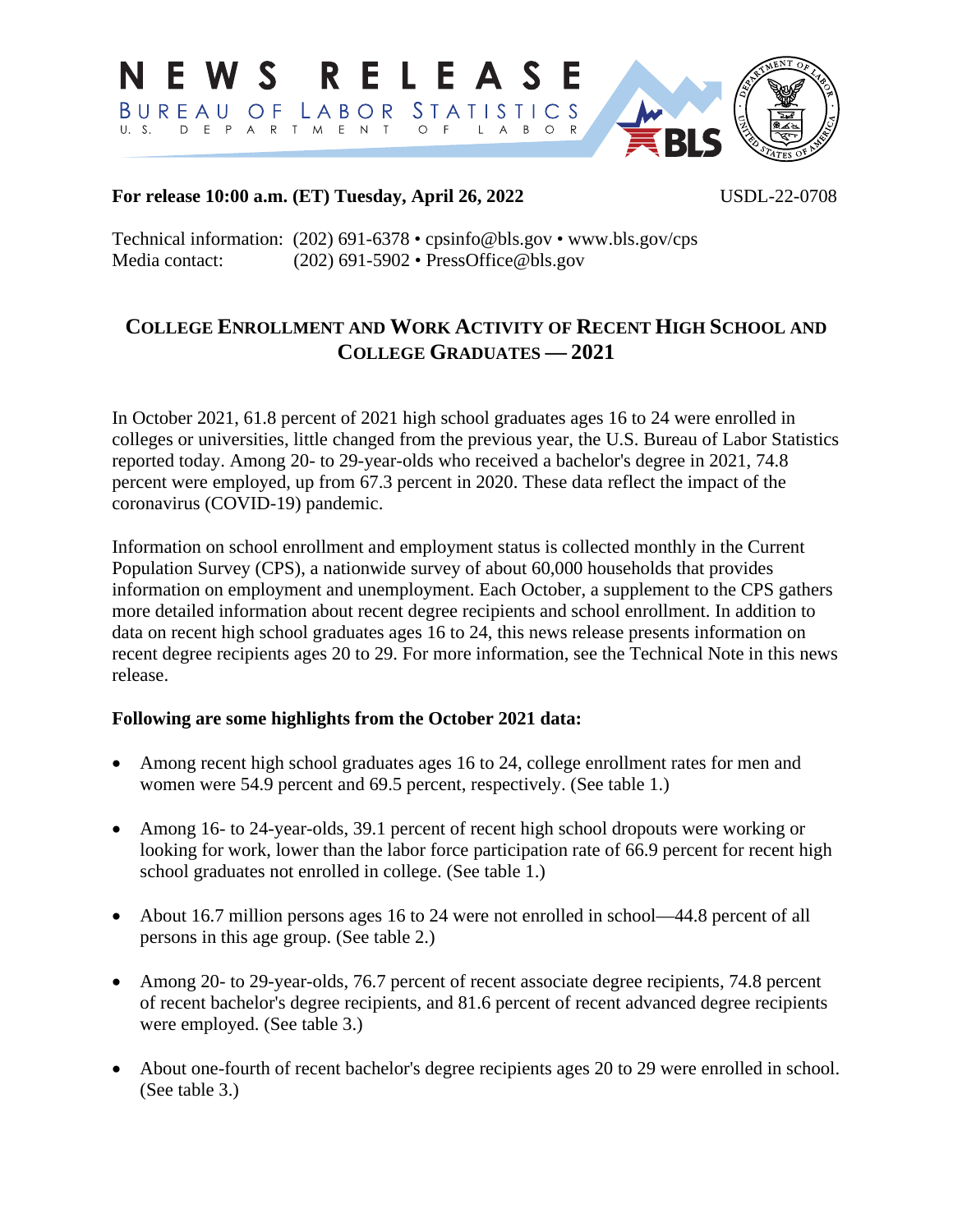# NEWS RELEASE

BUREAU OF LABOR STATISTICS
U. S. DEPARTMENT OF LABOR

**For release 10:00 a.m. (ET) Tuesday, April 26, 2022** USDL-22-0708

Technical information: (202) 691-6378 • cpsinfo@bls.gov • www.bls.gov/cps
Media contact: (202) 691-5902 • PressOffice@bls.gov

## COLLEGE ENROLLMENT AND WORK ACTIVITY OF RECENT HIGH SCHOOL AND COLLEGE GRADUATES — 2021

In October 2021, 61.8 percent of 2021 high school graduates ages 16 to 24 were enrolled in colleges or universities, little changed from the previous year, the U.S. Bureau of Labor Statistics reported today. Among 20- to 29-year-olds who received a bachelor's degree in 2021, 74.8 percent were employed, up from 67.3 percent in 2020. These data reflect the impact of the coronavirus (COVID-19) pandemic.

Information on school enrollment and employment status is collected monthly in the Current Population Survey (CPS), a nationwide survey of about 60,000 households that provides information on employment and unemployment. Each October, a supplement to the CPS gathers more detailed information about recent degree recipients and school enrollment. In addition to data on recent high school graduates ages 16 to 24, this news release presents information on recent degree recipients ages 20 to 29. For more information, see the Technical Note in this news release.

**Following are some highlights from the October 2021 data:**

- Among recent high school graduates ages 16 to 24, college enrollment rates for men and women were 54.9 percent and 69.5 percent, respectively. (See table 1.)
- Among 16- to 24-year-olds, 39.1 percent of recent high school dropouts were working or looking for work, lower than the labor force participation rate of 66.9 percent for recent high school graduates not enrolled in college. (See table 1.)
- About 16.7 million persons ages 16 to 24 were not enrolled in school—44.8 percent of all persons in this age group. (See table 2.)
- Among 20- to 29-year-olds, 76.7 percent of recent associate degree recipients, 74.8 percent of recent bachelor's degree recipients, and 81.6 percent of recent advanced degree recipients were employed. (See table 3.)
- About one-fourth of recent bachelor's degree recipients ages 20 to 29 were enrolled in school. (See table 3.)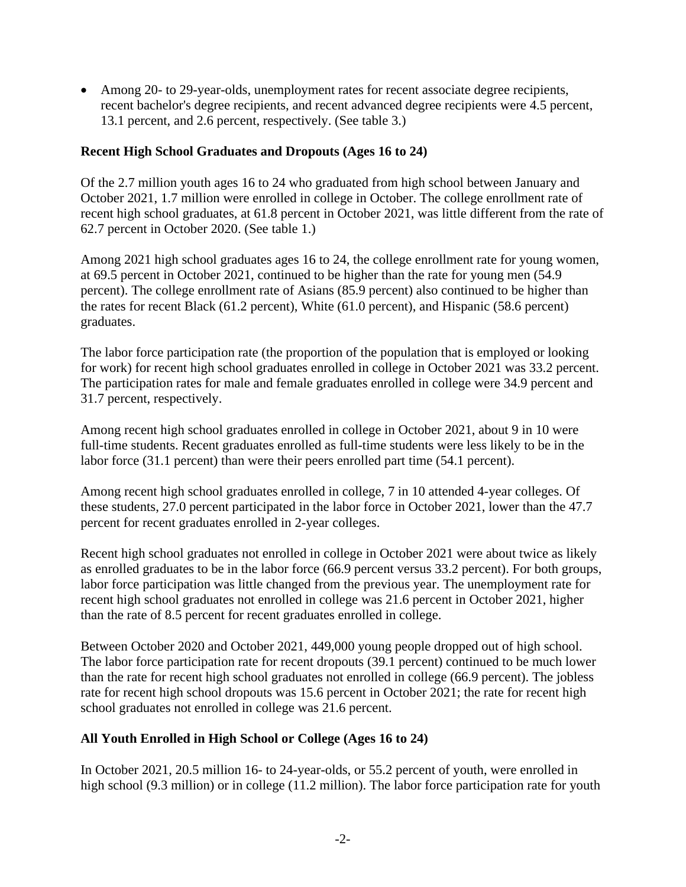- Among 20- to 29-year-olds, unemployment rates for recent associate degree recipients, recent bachelor's degree recipients, and recent advanced degree recipients were 4.5 percent, 13.1 percent, and 2.6 percent, respectively. (See table 3.)

**Recent High School Graduates and Dropouts (Ages 16 to 24)**

Of the 2.7 million youth ages 16 to 24 who graduated from high school between January and October 2021, 1.7 million were enrolled in college in October. The college enrollment rate of recent high school graduates, at 61.8 percent in October 2021, was little different from the rate of 62.7 percent in October 2020. (See table 1.)

Among 2021 high school graduates ages 16 to 24, the college enrollment rate for young women, at 69.5 percent in October 2021, continued to be higher than the rate for young men (54.9 percent). The college enrollment rate of Asians (85.9 percent) also continued to be higher than the rates for recent Black (61.2 percent), White (61.0 percent), and Hispanic (58.6 percent) graduates.

The labor force participation rate (the proportion of the population that is employed or looking for work) for recent high school graduates enrolled in college in October 2021 was 33.2 percent. The participation rates for male and female graduates enrolled in college were 34.9 percent and 31.7 percent, respectively.

Among recent high school graduates enrolled in college in October 2021, about 9 in 10 were full-time students. Recent graduates enrolled as full-time students were less likely to be in the labor force (31.1 percent) than were their peers enrolled part time (54.1 percent).

Among recent high school graduates enrolled in college, 7 in 10 attended 4-year colleges. Of these students, 27.0 percent participated in the labor force in October 2021, lower than the 47.7 percent for recent graduates enrolled in 2-year colleges.

Recent high school graduates not enrolled in college in October 2021 were about twice as likely as enrolled graduates to be in the labor force (66.9 percent versus 33.2 percent). For both groups, labor force participation was little changed from the previous year. The unemployment rate for recent high school graduates not enrolled in college was 21.6 percent in October 2021, higher than the rate of 8.5 percent for recent graduates enrolled in college.

Between October 2020 and October 2021, 449,000 young people dropped out of high school. The labor force participation rate for recent dropouts (39.1 percent) continued to be much lower than the rate for recent high school graduates not enrolled in college (66.9 percent). The jobless rate for recent high school dropouts was 15.6 percent in October 2021; the rate for recent high school graduates not enrolled in college was 21.6 percent.

**All Youth Enrolled in High School or College (Ages 16 to 24)**

In October 2021, 20.5 million 16- to 24-year-olds, or 55.2 percent of youth, were enrolled in high school (9.3 million) or in college (11.2 million). The labor force participation rate for youth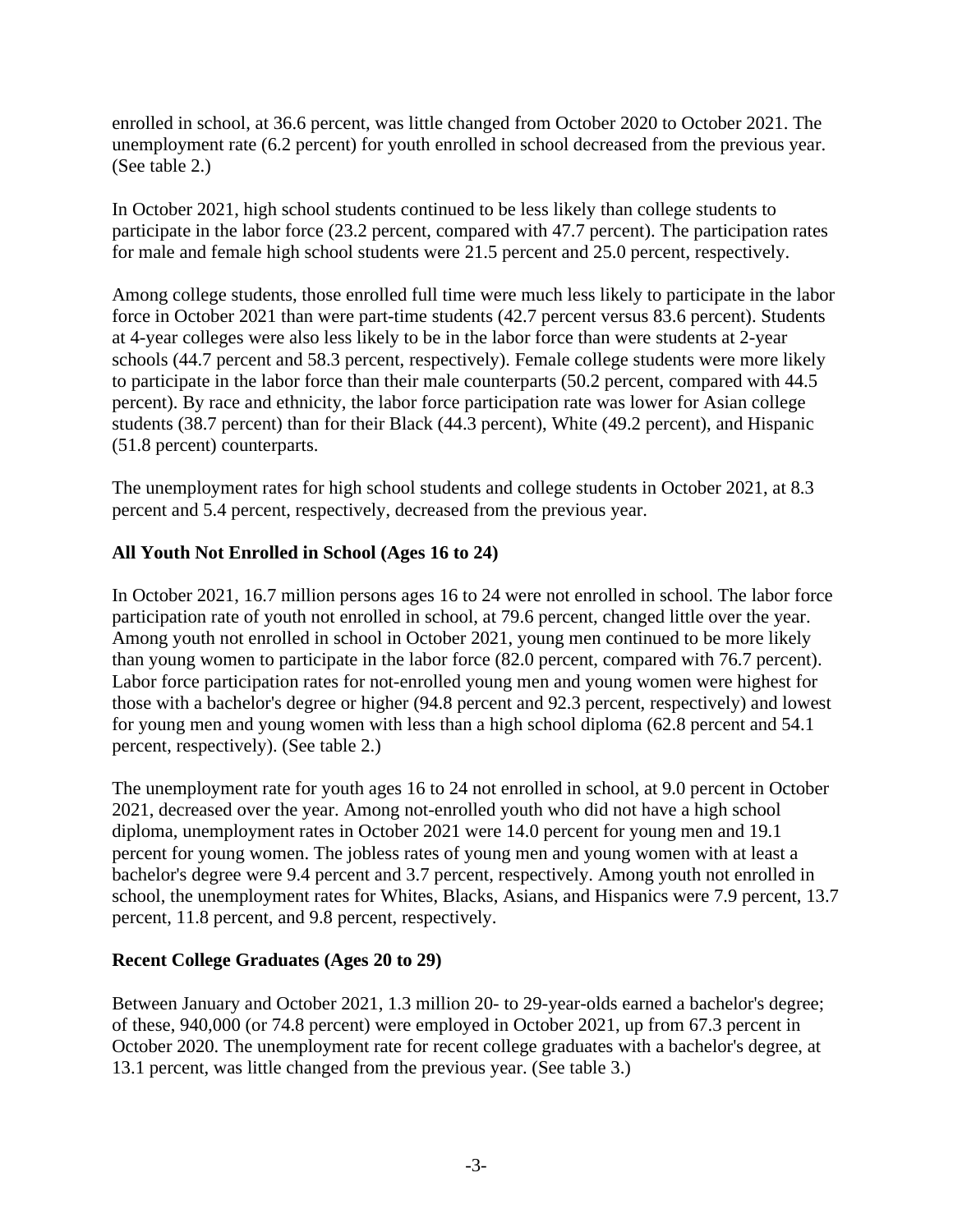enrolled in school, at 36.6 percent, was little changed from October 2020 to October 2021. The unemployment rate (6.2 percent) for youth enrolled in school decreased from the previous year. (See table 2.)

In October 2021, high school students continued to be less likely than college students to participate in the labor force (23.2 percent, compared with 47.7 percent). The participation rates for male and female high school students were 21.5 percent and 25.0 percent, respectively.

Among college students, those enrolled full time were much less likely to participate in the labor force in October 2021 than were part-time students (42.7 percent versus 83.6 percent). Students at 4-year colleges were also less likely to be in the labor force than were students at 2-year schools (44.7 percent and 58.3 percent, respectively). Female college students were more likely to participate in the labor force than their male counterparts (50.2 percent, compared with 44.5 percent). By race and ethnicity, the labor force participation rate was lower for Asian college students (38.7 percent) than for their Black (44.3 percent), White (49.2 percent), and Hispanic (51.8 percent) counterparts.

The unemployment rates for high school students and college students in October 2021, at 8.3 percent and 5.4 percent, respectively, decreased from the previous year.

**All Youth Not Enrolled in School (Ages 16 to 24)**

In October 2021, 16.7 million persons ages 16 to 24 were not enrolled in school. The labor force participation rate of youth not enrolled in school, at 79.6 percent, changed little over the year. Among youth not enrolled in school in October 2021, young men continued to be more likely than young women to participate in the labor force (82.0 percent, compared with 76.7 percent). Labor force participation rates for not-enrolled young men and young women were highest for those with a bachelor's degree or higher (94.8 percent and 92.3 percent, respectively) and lowest for young men and young women with less than a high school diploma (62.8 percent and 54.1 percent, respectively). (See table 2.)

The unemployment rate for youth ages 16 to 24 not enrolled in school, at 9.0 percent in October 2021, decreased over the year. Among not-enrolled youth who did not have a high school diploma, unemployment rates in October 2021 were 14.0 percent for young men and 19.1 percent for young women. The jobless rates of young men and young women with at least a bachelor's degree were 9.4 percent and 3.7 percent, respectively. Among youth not enrolled in school, the unemployment rates for Whites, Blacks, Asians, and Hispanics were 7.9 percent, 13.7 percent, 11.8 percent, and 9.8 percent, respectively.

**Recent College Graduates (Ages 20 to 29)**

Between January and October 2021, 1.3 million 20- to 29-year-olds earned a bachelor's degree; of these, 940,000 (or 74.8 percent) were employed in October 2021, up from 67.3 percent in October 2020. The unemployment rate for recent college graduates with a bachelor's degree, at 13.1 percent, was little changed from the previous year. (See table 3.)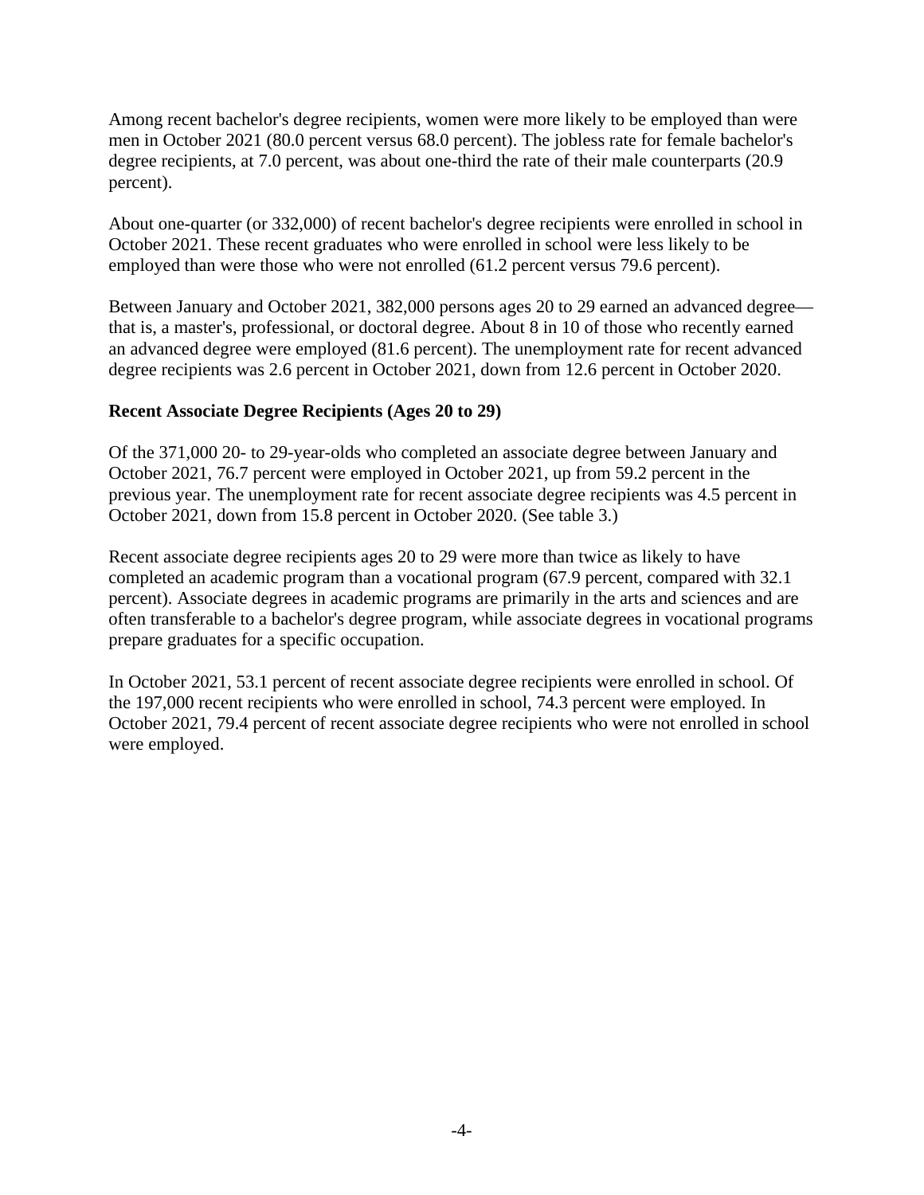Among recent bachelor's degree recipients, women were more likely to be employed than were men in October 2021 (80.0 percent versus 68.0 percent). The jobless rate for female bachelor's degree recipients, at 7.0 percent, was about one-third the rate of their male counterparts (20.9 percent).

About one-quarter (or 332,000) of recent bachelor's degree recipients were enrolled in school in October 2021. These recent graduates who were enrolled in school were less likely to be employed than were those who were not enrolled (61.2 percent versus 79.6 percent).

Between January and October 2021, 382,000 persons ages 20 to 29 earned an advanced degree—that is, a master's, professional, or doctoral degree. About 8 in 10 of those who recently earned an advanced degree were employed (81.6 percent). The unemployment rate for recent advanced degree recipients was 2.6 percent in October 2021, down from 12.6 percent in October 2020.

**Recent Associate Degree Recipients (Ages 20 to 29)**

Of the 371,000 20- to 29-year-olds who completed an associate degree between January and October 2021, 76.7 percent were employed in October 2021, up from 59.2 percent in the previous year. The unemployment rate for recent associate degree recipients was 4.5 percent in October 2021, down from 15.8 percent in October 2020. (See table 3.)

Recent associate degree recipients ages 20 to 29 were more than twice as likely to have completed an academic program than a vocational program (67.9 percent, compared with 32.1 percent). Associate degrees in academic programs are primarily in the arts and sciences and are often transferable to a bachelor's degree program, while associate degrees in vocational programs prepare graduates for a specific occupation.

In October 2021, 53.1 percent of recent associate degree recipients were enrolled in school. Of the 197,000 recent recipients who were enrolled in school, 74.3 percent were employed. In October 2021, 79.4 percent of recent associate degree recipients who were not enrolled in school were employed.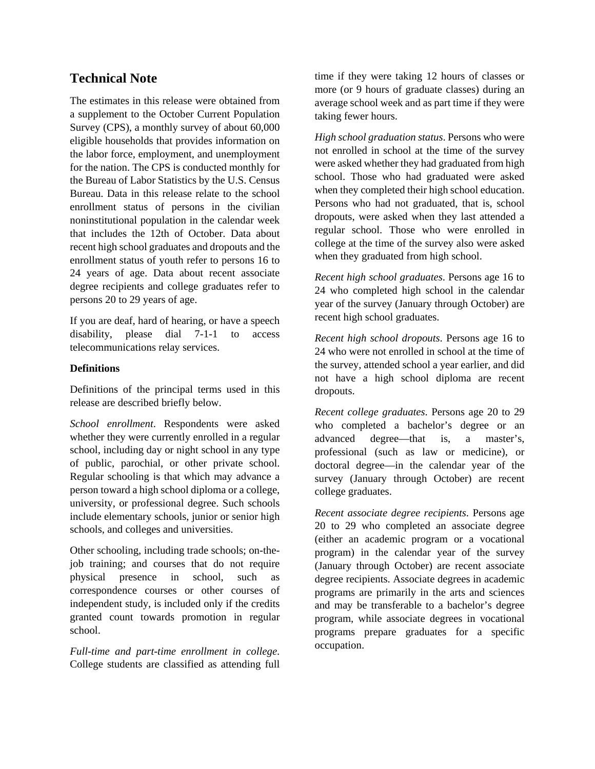## Technical Note

The estimates in this release were obtained from a supplement to the October Current Population Survey (CPS), a monthly survey of about 60,000 eligible households that provides information on the labor force, employment, and unemployment for the nation. The CPS is conducted monthly for the Bureau of Labor Statistics by the U.S. Census Bureau. Data in this release relate to the school enrollment status of persons in the civilian noninstitutional population in the calendar week that includes the 12th of October. Data about recent high school graduates and dropouts and the enrollment status of youth refer to persons 16 to 24 years of age. Data about recent associate degree recipients and college graduates refer to persons 20 to 29 years of age.

If you are deaf, hard of hearing, or have a speech disability, please dial 7-1-1 to access telecommunications relay services.

### Definitions

Definitions of the principal terms used in this release are described briefly below.

*School enrollment*. Respondents were asked whether they were currently enrolled in a regular school, including day or night school in any type of public, parochial, or other private school. Regular schooling is that which may advance a person toward a high school diploma or a college, university, or professional degree. Such schools include elementary schools, junior or senior high schools, and colleges and universities.

Other schooling, including trade schools; on-the-job training; and courses that do not require physical presence in school, such as correspondence courses or other courses of independent study, is included only if the credits granted count towards promotion in regular school.

*Full-time and part-time enrollment in college*. College students are classified as attending full time if they were taking 12 hours of classes or more (or 9 hours of graduate classes) during an average school week and as part time if they were taking fewer hours.

*High school graduation status*. Persons who were not enrolled in school at the time of the survey were asked whether they had graduated from high school. Those who had graduated were asked when they completed their high school education. Persons who had not graduated, that is, school dropouts, were asked when they last attended a regular school. Those who were enrolled in college at the time of the survey also were asked when they graduated from high school.

*Recent high school graduates*. Persons age 16 to 24 who completed high school in the calendar year of the survey (January through October) are recent high school graduates.

*Recent high school dropouts*. Persons age 16 to 24 who were not enrolled in school at the time of the survey, attended school a year earlier, and did not have a high school diploma are recent dropouts.

*Recent college graduates*. Persons age 20 to 29 who completed a bachelor's degree or an advanced degree—that is, a master's, professional (such as law or medicine), or doctoral degree—in the calendar year of the survey (January through October) are recent college graduates.

*Recent associate degree recipients*. Persons age 20 to 29 who completed an associate degree (either an academic program or a vocational program) in the calendar year of the survey (January through October) are recent associate degree recipients. Associate degrees in academic programs are primarily in the arts and sciences and may be transferable to a bachelor's degree program, while associate degrees in vocational programs prepare graduates for a specific occupation.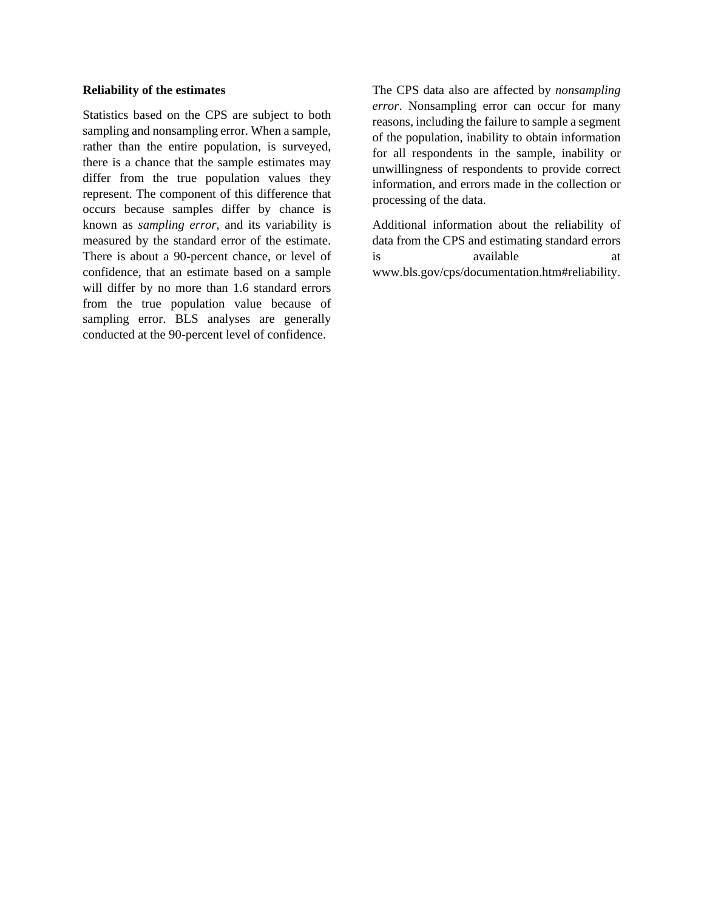**Reliability of the estimates**

Statistics based on the CPS are subject to both sampling and nonsampling error. When a sample, rather than the entire population, is surveyed, there is a chance that the sample estimates may differ from the true population values they represent. The component of this difference that occurs because samples differ by chance is known as *sampling error*, and its variability is measured by the standard error of the estimate. There is about a 90-percent chance, or level of confidence, that an estimate based on a sample will differ by no more than 1.6 standard errors from the true population value because of sampling error. BLS analyses are generally conducted at the 90-percent level of confidence.

The CPS data also are affected by *nonsampling error*. Nonsampling error can occur for many reasons, including the failure to sample a segment of the population, inability to obtain information for all respondents in the sample, inability or unwillingness of respondents to provide correct information, and errors made in the collection or processing of the data.

Additional information about the reliability of data from the CPS and estimating standard errors is available at www.bls.gov/cps/documentation.htm#reliability.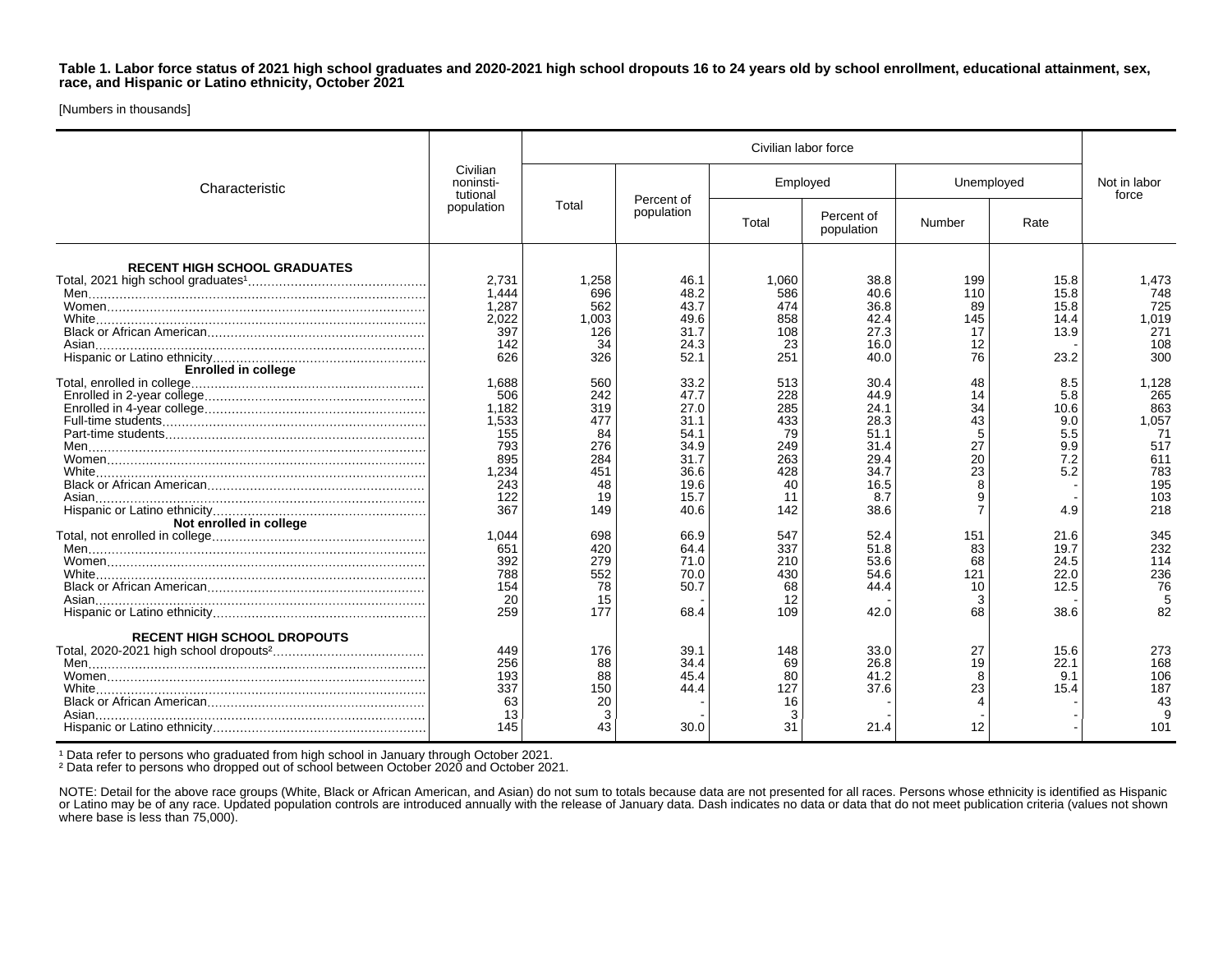**Table 1. Labor force status of 2021 high school graduates and 2020-2021 high school dropouts 16 to 24 years old by school enrollment, educational attainment, sex, race, and Hispanic or Latino ethnicity, October 2021**

[Numbers in thousands]

| Characteristic | Civilian noninstitutional population | Civilian labor force | | | | | | Not in labor force |
|---|---|---|---|---|---|---|---|---|
| | | Total | Percent of population | Employed | | Unemployed | | |
| | | | | Total | Percent of population | Number | Rate | |
| **RECENT HIGH SCHOOL GRADUATES** | | | | | | | | |
| Total, 2021 high school graduates[1] | 2,731 | 1,258 | 46.1 | 1,060 | 38.8 | 199 | 15.8 | 1,473 |
| Men | 1,444 | 696 | 48.2 | 586 | 40.6 | 110 | 15.8 | 748 |
| Women | 1,287 | 562 | 43.7 | 474 | 36.8 | 89 | 15.8 | 725 |
| White | 2,022 | 1,003 | 49.6 | 858 | 42.4 | 145 | 14.4 | 1,019 |
| Black or African American | 397 | 126 | 31.7 | 108 | 27.3 | 17 | 13.9 | 271 |
| Asian | 142 | 34 | 24.3 | 23 | 16.0 | 12 | - | 108 |
| Hispanic or Latino ethnicity | 626 | 326 | 52.1 | 251 | 40.0 | 76 | 23.2 | 300 |
| **Enrolled in college** | | | | | | | | |
| Total, enrolled in college | 1,688 | 560 | 33.2 | 513 | 30.4 | 48 | 8.5 | 1,128 |
| Enrolled in 2-year college | 506 | 242 | 47.7 | 228 | 44.9 | 14 | 5.8 | 265 |
| Enrolled in 4-year college | 1,182 | 319 | 27.0 | 285 | 24.1 | 34 | 10.6 | 863 |
| Full-time students | 1,533 | 477 | 31.1 | 433 | 28.3 | 43 | 9.0 | 1,057 |
| Part-time students | 155 | 84 | 54.1 | 79 | 51.1 | 5 | 5.5 | 71 |
| Men | 793 | 276 | 34.9 | 249 | 31.4 | 27 | 9.9 | 517 |
| Women | 895 | 284 | 31.7 | 263 | 29.4 | 20 | 7.2 | 611 |
| White | 1,234 | 451 | 36.6 | 428 | 34.7 | 23 | 5.2 | 783 |
| Black or African American | 243 | 48 | 19.6 | 40 | 16.5 | 8 | - | 195 |
| Asian | 122 | 19 | 15.7 | 11 | 8.7 | 9 | - | 103 |
| Hispanic or Latino ethnicity | 367 | 149 | 40.6 | 142 | 38.6 | 7 | 4.9 | 218 |
| **Not enrolled in college** | | | | | | | | |
| Total, not enrolled in college | 1,044 | 698 | 66.9 | 547 | 52.4 | 151 | 21.6 | 345 |
| Men | 651 | 420 | 64.4 | 337 | 51.8 | 83 | 19.7 | 232 |
| Women | 392 | 279 | 71.0 | 210 | 53.6 | 68 | 24.5 | 114 |
| White | 788 | 552 | 70.0 | 430 | 54.6 | 121 | 22.0 | 236 |
| Black or African American | 154 | 78 | 50.7 | 68 | 44.4 | 10 | 12.5 | 76 |
| Asian | 20 | 15 | - | 12 | - | 3 | - | 5 |
| Hispanic or Latino ethnicity | 259 | 177 | 68.4 | 109 | 42.0 | 68 | 38.6 | 82 |
| **RECENT HIGH SCHOOL DROPOUTS** | | | | | | | | |
| Total, 2020-2021 high school dropouts[2] | 449 | 176 | 39.1 | 148 | 33.0 | 27 | 15.6 | 273 |
| Men | 256 | 88 | 34.4 | 69 | 26.8 | 19 | 22.1 | 168 |
| Women | 193 | 88 | 45.4 | 80 | 41.2 | 8 | 9.1 | 106 |
| White | 337 | 150 | 44.4 | 127 | 37.6 | 23 | 15.4 | 187 |
| Black or African American | 63 | 20 | - | 16 | - | 4 | - | 43 |
| Asian | 13 | 3 | - | 3 | - | - | - | 9 |
| Hispanic or Latino ethnicity | 145 | 43 | 30.0 | 31 | 21.4 | 12 | - | 101 |

[1] Data refer to persons who graduated from high school in January through October 2021.
[2] Data refer to persons who dropped out of school between October 2020 and October 2021.

NOTE: Detail for the above race groups (White, Black or African American, and Asian) do not sum to totals because data are not presented for all races. Persons whose ethnicity is identified as Hispanic or Latino may be of any race. Updated population controls are introduced annually with the release of January data. Dash indicates no data or data that do not meet publication criteria (values not shown where base is less than 75,000).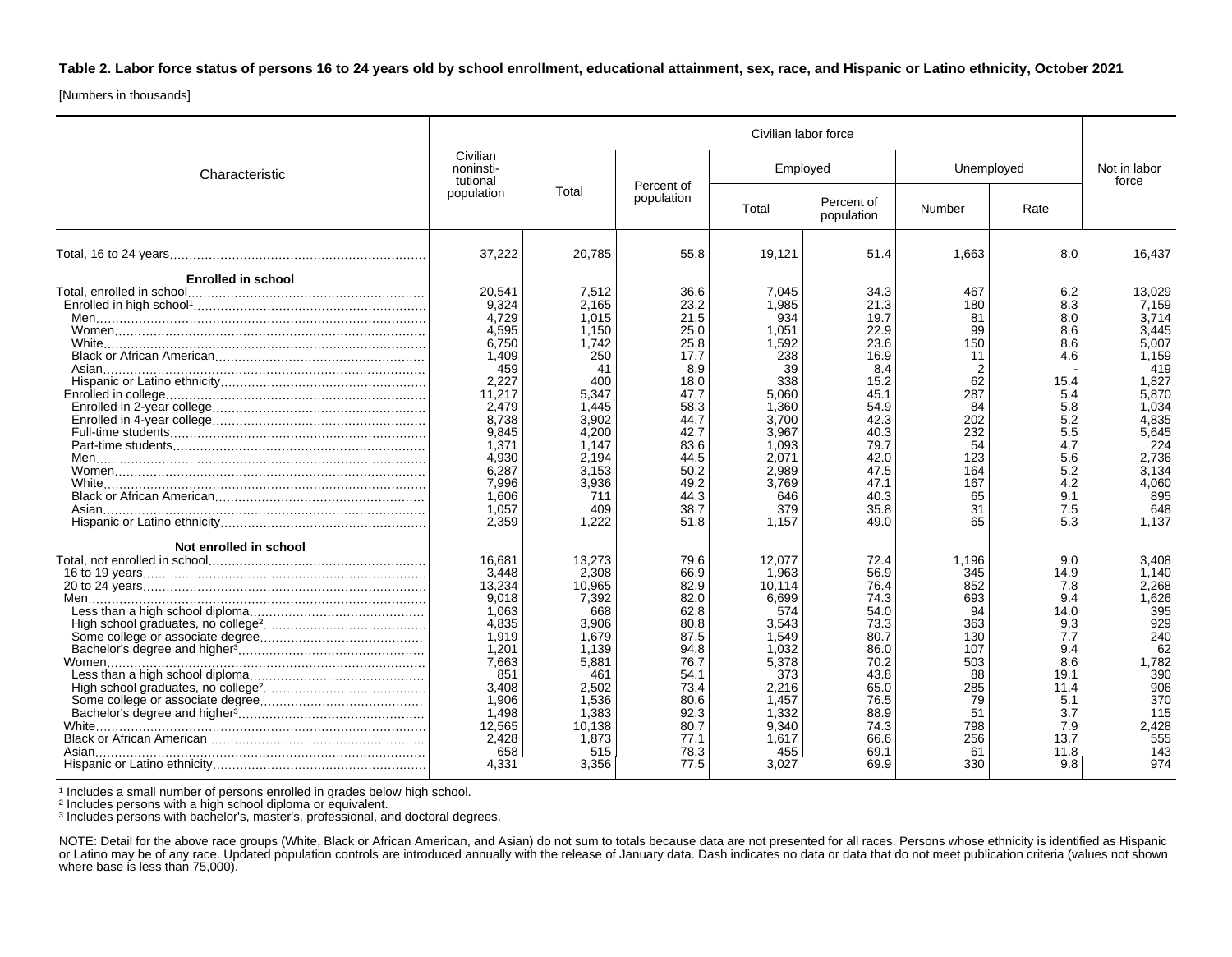**Table 2. Labor force status of persons 16 to 24 years old by school enrollment, educational attainment, sex, race, and Hispanic or Latino ethnicity, October 2021**

[Numbers in thousands]

| Characteristic | Civilian noninstitutional population | Civilian labor force | | | | | | Not in labor force |
|---|---|---|---|---|---|---|---|---|
| | | Total | Percent of population | Employed | | Unemployed | | |
| | | | | Total | Percent of population | Number | Rate | |
| Total, 16 to 24 years | 37,222 | 20,785 | 55.8 | 19,121 | 51.4 | 1,663 | 8.0 | 16,437 |
| **Enrolled in school** | | | | | | | | |
| Total, enrolled in school | 20,541 | 7,512 | 36.6 | 7,045 | 34.3 | 467 | 6.2 | 13,029 |
| Enrolled in high school[1] | 9,324 | 2,165 | 23.2 | 1,985 | 21.3 | 180 | 8.3 | 7,159 |
| Men | 4,729 | 1,015 | 21.5 | 934 | 19.7 | 81 | 8.0 | 3,714 |
| Women | 4,595 | 1,150 | 25.0 | 1,051 | 22.9 | 99 | 8.6 | 3,445 |
| White | 6,750 | 1,742 | 25.8 | 1,592 | 23.6 | 150 | 8.6 | 5,007 |
| Black or African American | 1,409 | 250 | 17.7 | 238 | 16.9 | 11 | 4.6 | 1,159 |
| Asian | 459 | 41 | 8.9 | 39 | 8.4 | 2 | - | 419 |
| Hispanic or Latino ethnicity | 2,227 | 400 | 18.0 | 338 | 15.2 | 62 | 15.4 | 1,827 |
| Enrolled in college | 11,217 | 5,347 | 47.7 | 5,060 | 45.1 | 287 | 5.4 | 5,870 |
| Enrolled in 2-year college | 2,479 | 1,445 | 58.3 | 1,360 | 54.9 | 84 | 5.8 | 1,034 |
| Enrolled in 4-year college | 8,738 | 3,902 | 44.7 | 3,700 | 42.3 | 202 | 5.2 | 4,835 |
| Full-time students | 9,845 | 4,200 | 42.7 | 3,967 | 40.3 | 232 | 5.5 | 5,645 |
| Part-time students | 1,371 | 1,147 | 83.6 | 1,093 | 79.7 | 54 | 4.7 | 224 |
| Men | 4,930 | 2,194 | 44.5 | 2,071 | 42.0 | 123 | 5.6 | 2,736 |
| Women | 6,287 | 3,153 | 50.2 | 2,989 | 47.5 | 164 | 5.2 | 3,134 |
| White | 7,996 | 3,936 | 49.2 | 3,769 | 47.1 | 167 | 4.2 | 4,060 |
| Black or African American | 1,606 | 711 | 44.3 | 646 | 40.3 | 65 | 9.1 | 895 |
| Asian | 1,057 | 409 | 38.7 | 379 | 35.8 | 31 | 7.5 | 648 |
| Hispanic or Latino ethnicity | 2,359 | 1,222 | 51.8 | 1,157 | 49.0 | 65 | 5.3 | 1,137 |
| **Not enrolled in school** | | | | | | | | |
| Total, not enrolled in school | 16,681 | 13,273 | 79.6 | 12,077 | 72.4 | 1,196 | 9.0 | 3,408 |
| 16 to 19 years | 3,448 | 2,308 | 66.9 | 1,963 | 56.9 | 345 | 14.9 | 1,140 |
| 20 to 24 years | 13,234 | 10,965 | 82.9 | 10,114 | 76.4 | 852 | 7.8 | 2,268 |
| Men | 9,018 | 7,392 | 82.0 | 6,699 | 74.3 | 693 | 9.4 | 1,626 |
| Less than a high school diploma | 1,063 | 668 | 62.8 | 574 | 54.0 | 94 | 14.0 | 395 |
| High school graduates, no college[2] | 4,835 | 3,906 | 80.8 | 3,543 | 73.3 | 363 | 9.3 | 929 |
| Some college or associate degree | 1,919 | 1,679 | 87.5 | 1,549 | 80.7 | 130 | 7.7 | 240 |
| Bachelor's degree and higher[3] | 1,201 | 1,139 | 94.8 | 1,032 | 86.0 | 107 | 9.4 | 62 |
| Women | 7,663 | 5,881 | 76.7 | 5,378 | 70.2 | 503 | 8.6 | 1,782 |
| Less than a high school diploma | 851 | 461 | 54.1 | 373 | 43.8 | 88 | 19.1 | 390 |
| High school graduates, no college[2] | 3,408 | 2,502 | 73.4 | 2,216 | 65.0 | 285 | 11.4 | 906 |
| Some college or associate degree | 1,906 | 1,536 | 80.6 | 1,457 | 76.5 | 79 | 5.1 | 370 |
| Bachelor's degree and higher[3] | 1,498 | 1,383 | 92.3 | 1,332 | 88.9 | 51 | 3.7 | 115 |
| White | 12,565 | 10,138 | 80.7 | 9,340 | 74.3 | 798 | 7.9 | 2,428 |
| Black or African American | 2,428 | 1,873 | 77.1 | 1,617 | 66.6 | 256 | 13.7 | 555 |
| Asian | 658 | 515 | 78.3 | 455 | 69.1 | 61 | 11.8 | 143 |
| Hispanic or Latino ethnicity | 4,331 | 3,356 | 77.5 | 3,027 | 69.9 | 330 | 9.8 | 974 |

[1] Includes a small number of persons enrolled in grades below high school.
[2] Includes persons with a high school diploma or equivalent.
[3] Includes persons with bachelor's, master's, professional, and doctoral degrees.

NOTE: Detail for the above race groups (White, Black or African American, and Asian) do not sum to totals because data are not presented for all races. Persons whose ethnicity is identified as Hispanic or Latino may be of any race. Updated population controls are introduced annually with the release of January data. Dash indicates no data or data that do not meet publication criteria (values not shown where base is less than 75,000).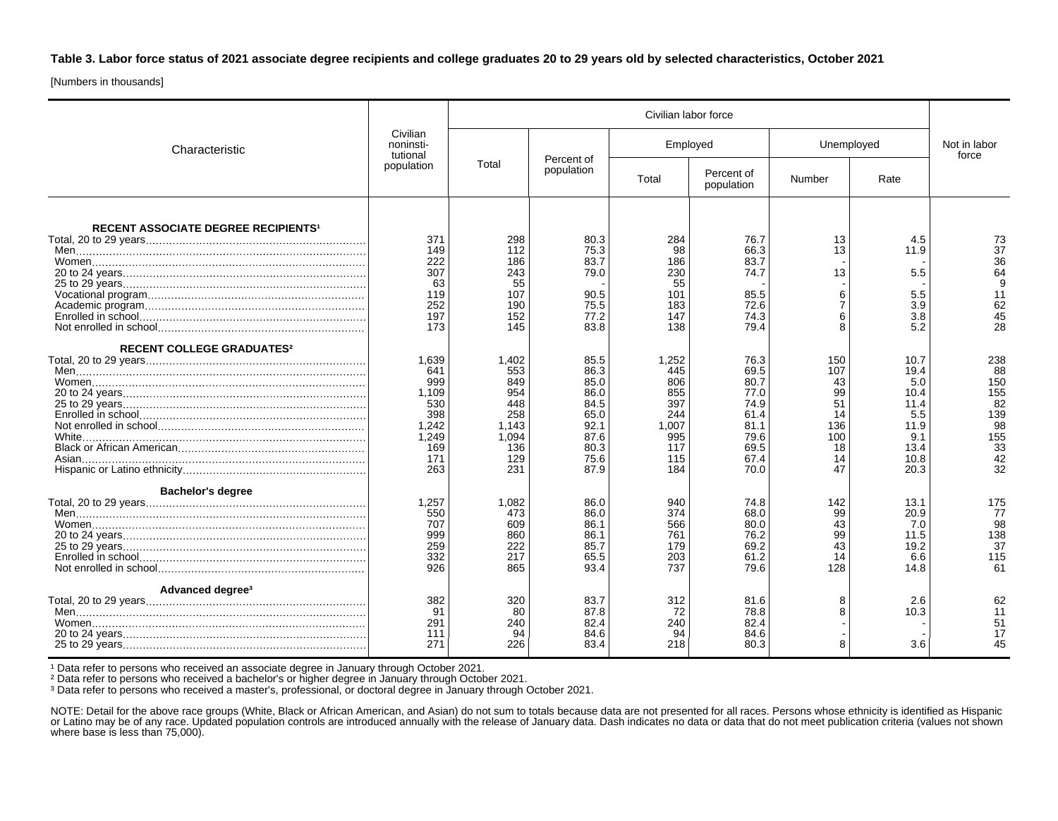**Table 3. Labor force status of 2021 associate degree recipients and college graduates 20 to 29 years old by selected characteristics, October 2021**

[Numbers in thousands]

| Characteristic | Civilian noninstitutional population | Civilian labor force | | | | | | Not in labor force |
|---|---|---|---|---|---|---|---|---|
| | | Total | Percent of population | Employed | | Unemployed | | |
| | | | | Total | Percent of population | Number | Rate | |
| **RECENT ASSOCIATE DEGREE RECIPIENTS[1]** | | | | | | | | |
| Total, 20 to 29 years | 371 | 298 | 80.3 | 284 | 76.7 | 13 | 4.5 | 73 |
| Men | 149 | 112 | 75.3 | 98 | 66.3 | 13 | 11.9 | 37 |
| Women | 222 | 186 | 83.7 | 186 | 83.7 | - | - | 36 |
| 20 to 24 years | 307 | 243 | 79.0 | 230 | 74.7 | 13 | 5.5 | 64 |
| 25 to 29 years | 63 | 55 | - | 55 | - | - | - | 9 |
| Vocational program | 119 | 107 | 90.5 | 101 | 85.5 | 6 | 5.5 | 11 |
| Academic program | 252 | 190 | 75.5 | 183 | 72.6 | 7 | 3.9 | 62 |
| Enrolled in school | 197 | 152 | 77.2 | 147 | 74.3 | 6 | 3.8 | 45 |
| Not enrolled in school | 173 | 145 | 83.8 | 138 | 79.4 | 8 | 5.2 | 28 |
| **RECENT COLLEGE GRADUATES[2]** | | | | | | | | |
| Total, 20 to 29 years | 1,639 | 1,402 | 85.5 | 1,252 | 76.3 | 150 | 10.7 | 238 |
| Men | 641 | 553 | 86.3 | 445 | 69.5 | 107 | 19.4 | 88 |
| Women | 999 | 849 | 85.0 | 806 | 80.7 | 43 | 5.0 | 150 |
| 20 to 24 years | 1,109 | 954 | 86.0 | 855 | 77.0 | 99 | 10.4 | 155 |
| 25 to 29 years | 530 | 448 | 84.5 | 397 | 74.9 | 51 | 11.4 | 82 |
| Enrolled in school | 398 | 258 | 65.0 | 244 | 61.4 | 14 | 5.5 | 139 |
| Not enrolled in school | 1,242 | 1,143 | 92.1 | 1,007 | 81.1 | 136 | 11.9 | 98 |
| White | 1,249 | 1,094 | 87.6 | 995 | 79.6 | 100 | 9.1 | 155 |
| Black or African American | 169 | 136 | 80.3 | 117 | 69.5 | 18 | 13.4 | 33 |
| Asian | 171 | 129 | 75.6 | 115 | 67.4 | 14 | 10.8 | 42 |
| Hispanic or Latino ethnicity | 263 | 231 | 87.9 | 184 | 70.0 | 47 | 20.3 | 32 |
| **Bachelor's degree** | | | | | | | | |
| Total, 20 to 29 years | 1,257 | 1,082 | 86.0 | 940 | 74.8 | 142 | 13.1 | 175 |
| Men | 550 | 473 | 86.0 | 374 | 68.0 | 99 | 20.9 | 77 |
| Women | 707 | 609 | 86.1 | 566 | 80.0 | 43 | 7.0 | 98 |
| 20 to 24 years | 999 | 860 | 86.1 | 761 | 76.2 | 99 | 11.5 | 138 |
| 25 to 29 years | 259 | 222 | 85.7 | 179 | 69.2 | 43 | 19.2 | 37 |
| Enrolled in school | 332 | 217 | 65.5 | 203 | 61.2 | 14 | 6.6 | 115 |
| Not enrolled in school | 926 | 865 | 93.4 | 737 | 79.6 | 128 | 14.8 | 61 |
| **Advanced degree[3]** | | | | | | | | |
| Total, 20 to 29 years | 382 | 320 | 83.7 | 312 | 81.6 | 8 | 2.6 | 62 |
| Men | 91 | 80 | 87.8 | 72 | 78.8 | 8 | 10.3 | 11 |
| Women | 291 | 240 | 82.4 | 240 | 82.4 | - | - | 51 |
| 20 to 24 years | 111 | 94 | 84.6 | 94 | 84.6 | - | - | 17 |
| 25 to 29 years | 271 | 226 | 83.4 | 218 | 80.3 | 8 | 3.6 | 45 |

[1] Data refer to persons who received an associate degree in January through October 2021.
[2] Data refer to persons who received a bachelor's or higher degree in January through October 2021.
[3] Data refer to persons who received a master's, professional, or doctoral degree in January through October 2021.

NOTE: Detail for the above race groups (White, Black or African American, and Asian) do not sum to totals because data are not presented for all races. Persons whose ethnicity is identified as Hispanic or Latino may be of any race. Updated population controls are introduced annually with the release of January data. Dash indicates no data or data that do not meet publication criteria (values not shown where base is less than 75,000).